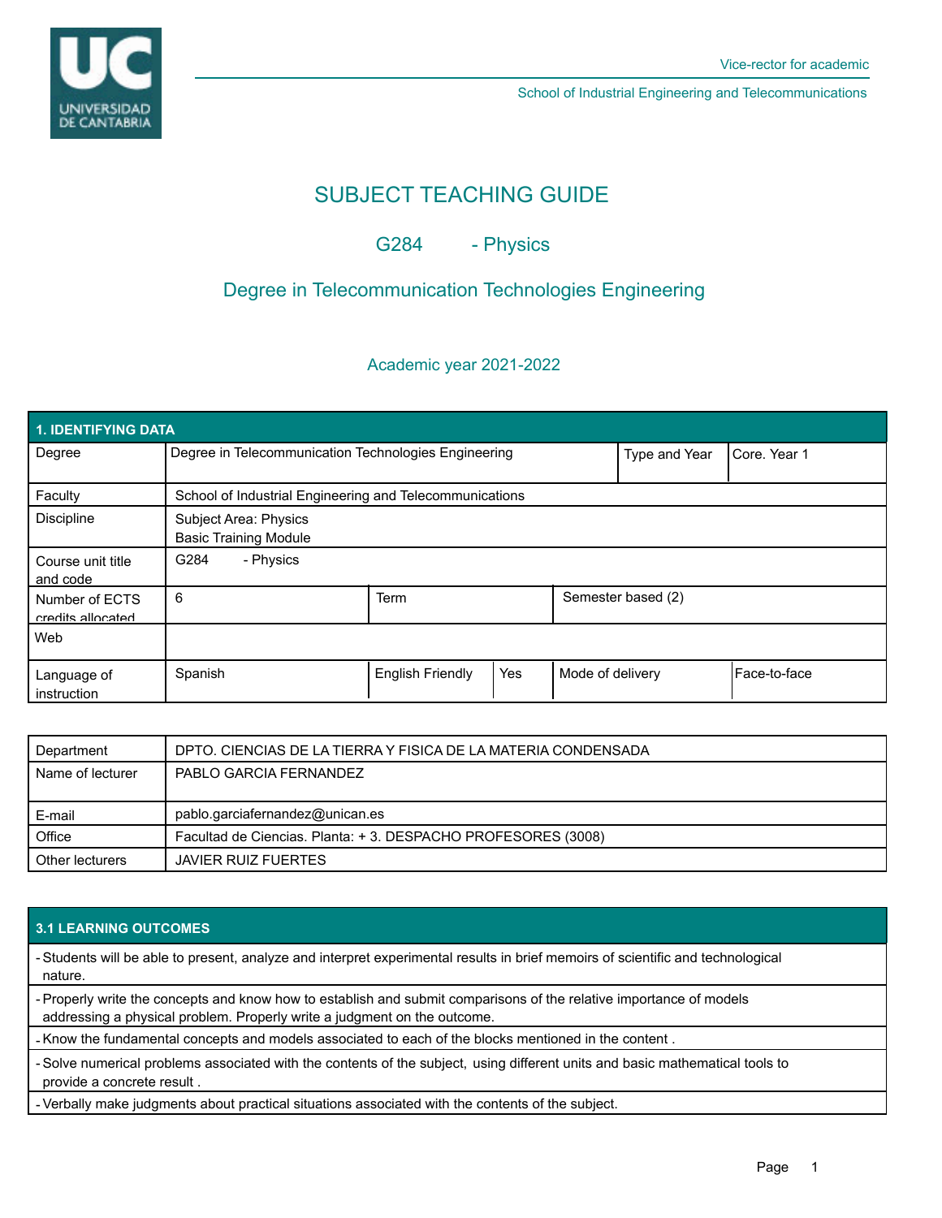Vice-rector for academic

School of Industrial Engineering and Telecommunications

# SUBJECT TEACHING GUIDE

## G284 - Physics

## Degree in Telecommunication Technologies Engineering

### Academic year 2021-2022

| 1. IDENTIFYING DATA | | | | | |
|---|---|---|---|---|---|
| Degree | Degree in Telecommunication Technologies Engineering | | | Type and Year | Core. Year 1 |
| Faculty | School of Industrial Engineering and Telecommunications | | | | |
| Discipline | Subject Area: Physics<br>Basic Training Module | | | | |
| Course unit title and code | G284 - Physics | | | | |
| Number of ECTS credits allocated | 6 | Term | | Semester based (2) | |
| Web | | | | | |
| Language of instruction | Spanish | English Friendly | Yes | Mode of delivery | Face-to-face |

| | |
|---|---|
| Department | DPTO. CIENCIAS DE LA TIERRA Y FISICA DE LA MATERIA CONDENSADA |
| Name of lecturer | PABLO GARCIA FERNANDEZ |
| E-mail | pablo.garciafernandez@unican.es |
| Office | Facultad de Ciencias. Planta: + 3. DESPACHO PROFESORES (3008) |
| Other lecturers | JAVIER RUIZ FUERTES |

| 3.1 LEARNING OUTCOMES |
|---|
| - Students will be able to present, analyze and interpret experimental results in brief memoirs of scientific and technological nature. |
| - Properly write the concepts and know how to establish and submit comparisons of the relative importance of models addressing a physical problem. Properly write a judgment on the outcome. |
| - Know the fundamental concepts and models associated to each of the blocks mentioned in the content . |
| - Solve numerical problems associated with the contents of the subject, using different units and basic mathematical tools to provide a concrete result . |
| - Verbally make judgments about practical situations associated with the contents of the subject. |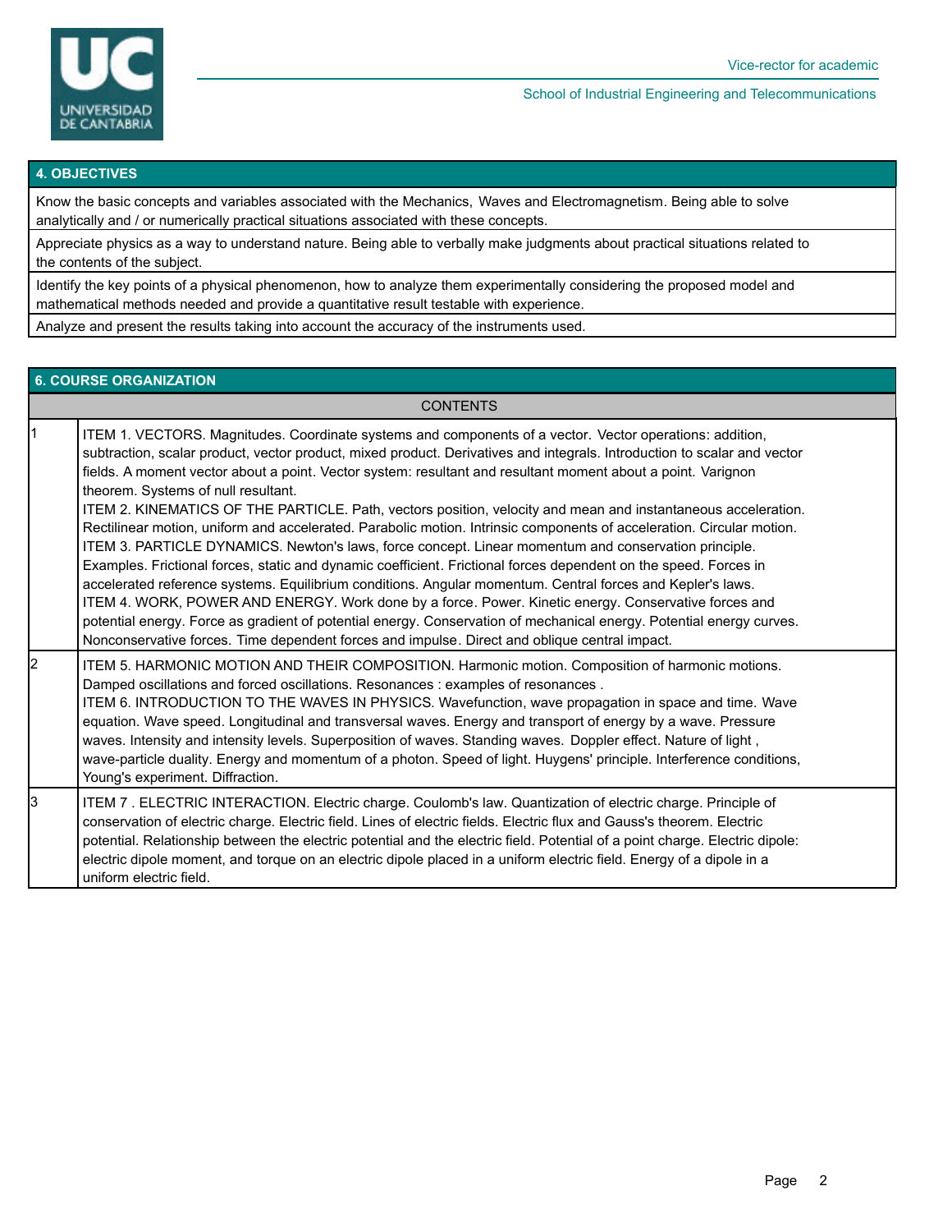## 4. OBJECTIVES

Know the basic concepts and variables associated with the Mechanics, Waves and Electromagnetism. Being able to solve analytically and / or numerically practical situations associated with these concepts.

Appreciate physics as a way to understand nature. Being able to verbally make judgments about practical situations related to the contents of the subject.

Identify the key points of a physical phenomenon, how to analyze them experimentally considering the proposed model and mathematical methods needed and provide a quantitative result testable with experience.

Analyze and present the results taking into account the accuracy of the instruments used.

## 6. COURSE ORGANIZATION

| | CONTENTS |
|---|---|
| 1 | ITEM 1. VECTORS. Magnitudes. Coordinate systems and components of a vector. Vector operations: addition, subtraction, scalar product, vector product, mixed product. Derivatives and integrals. Introduction to scalar and vector fields. A moment vector about a point. Vector system: resultant and resultant moment about a point. Varignon theorem. Systems of null resultant. ITEM 2. KINEMATICS OF THE PARTICLE. Path, vectors position, velocity and mean and instantaneous acceleration. Rectilinear motion, uniform and accelerated. Parabolic motion. Intrinsic components of acceleration. Circular motion. ITEM 3. PARTICLE DYNAMICS. Newton's laws, force concept. Linear momentum and conservation principle. Examples. Frictional forces, static and dynamic coefficient. Frictional forces dependent on the speed. Forces in accelerated reference systems. Equilibrium conditions. Angular momentum. Central forces and Kepler's laws. ITEM 4. WORK, POWER AND ENERGY. Work done by a force. Power. Kinetic energy. Conservative forces and potential energy. Force as gradient of potential energy. Conservation of mechanical energy. Potential energy curves. Nonconservative forces. Time dependent forces and impulse. Direct and oblique central impact. |
| 2 | ITEM 5. HARMONIC MOTION AND THEIR COMPOSITION. Harmonic motion. Composition of harmonic motions. Damped oscillations and forced oscillations. Resonances : examples of resonances . ITEM 6. INTRODUCTION TO THE WAVES IN PHYSICS. Wavefunction, wave propagation in space and time. Wave equation. Wave speed. Longitudinal and transversal waves. Energy and transport of energy by a wave. Pressure waves. Intensity and intensity levels. Superposition of waves. Standing waves. Doppler effect. Nature of light , wave-particle duality. Energy and momentum of a photon. Speed of light. Huygens' principle. Interference conditions, Young's experiment. Diffraction. |
| 3 | ITEM 7 . ELECTRIC INTERACTION. Electric charge. Coulomb's law. Quantization of electric charge. Principle of conservation of electric charge. Electric field. Lines of electric fields. Electric flux and Gauss's theorem. Electric potential. Relationship between the electric potential and the electric field. Potential of a point charge. Electric dipole: electric dipole moment, and torque on an electric dipole placed in a uniform electric field. Energy of a dipole in a uniform electric field. |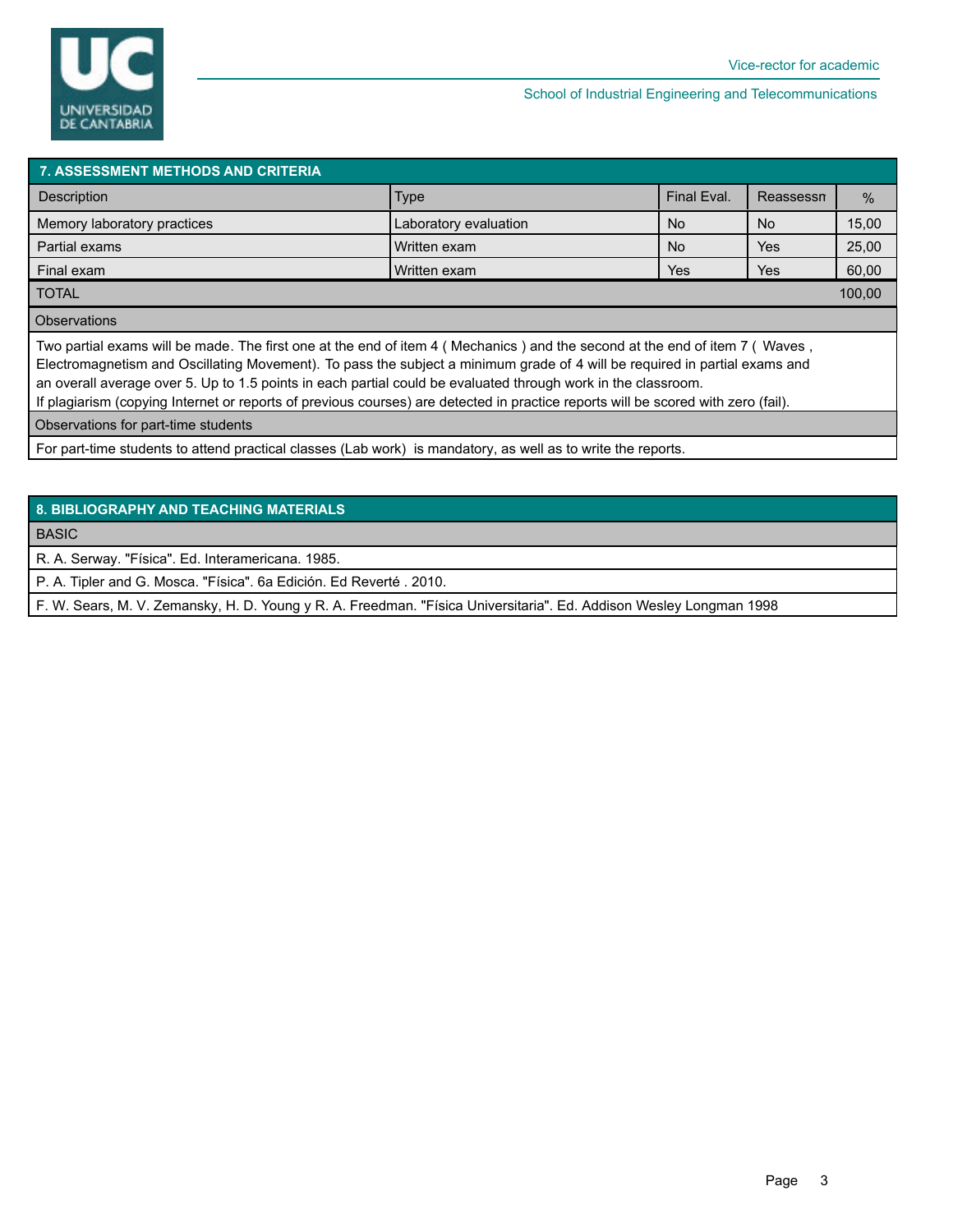## 7. ASSESSMENT METHODS AND CRITERIA

| Description | Type | Final Eval. | Reassessn | % |
|---|---|---|---|---|
| Memory laboratory practices | Laboratory evaluation | No | No | 15,00 |
| Partial exams | Written exam | No | Yes | 25,00 |
| Final exam | Written exam | Yes | Yes | 60,00 |
| TOTAL | | | | 100,00 |

**Observations**

Two partial exams will be made. The first one at the end of item 4 ( Mechanics ) and the second at the end of item 7 ( Waves , Electromagnetism and Oscillating Movement). To pass the subject a minimum grade of 4 will be required in partial exams and an overall average over 5. Up to 1.5 points in each partial could be evaluated through work in the classroom.
If plagiarism (copying Internet or reports of previous courses) are detected in practice reports will be scored with zero (fail).

**Observations for part-time students**

For part-time students to attend practical classes (Lab work) is mandatory, as well as to write the reports.

## 8. BIBLIOGRAPHY AND TEACHING MATERIALS

**BASIC**

R. A. Serway. "Física". Ed. Interamericana. 1985.

P. A. Tipler and G. Mosca. "Física". 6a Edición. Ed Reverté . 2010.

F. W. Sears, M. V. Zemansky, H. D. Young y R. A. Freedman. "Física Universitaria". Ed. Addison Wesley Longman 1998